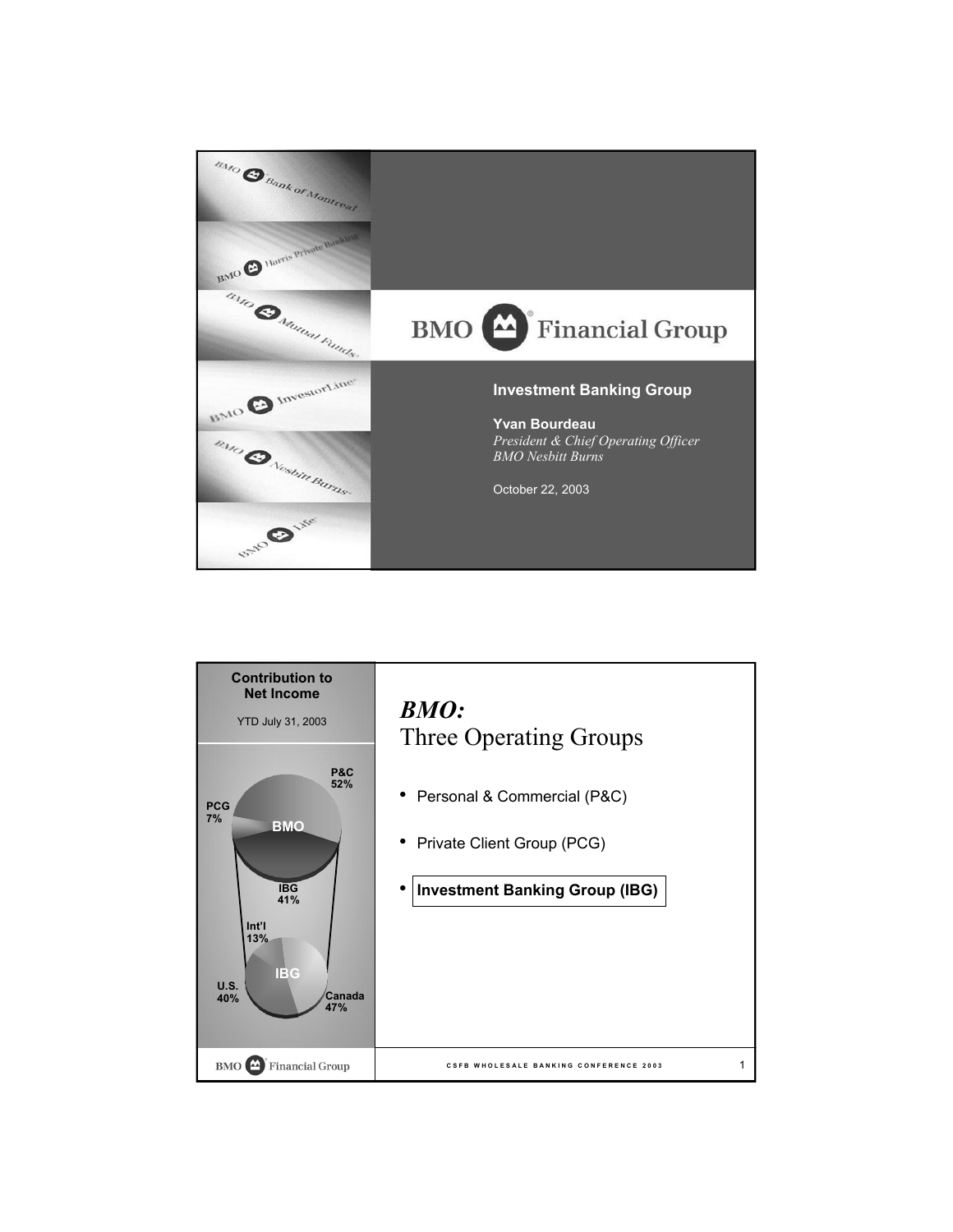# BMO Financial Group

**Investment Banking Group**

**Yvan Bourdeau**
*President & Chief Operating Officer*
*BMO Nesbitt Burns*

October 22, 2003

---

**Contribution to Net Income**

YTD July 31, 2003

BMO: P&C 52%, PCG 7%, IBG 41%

IBG: Int'l 13%, U.S. 40%, Canada 47%

## *BMO:* Three Operating Groups

- Personal & Commercial (P&C)
- Private Client Group (PCG)
- **Investment Banking Group (IBG)**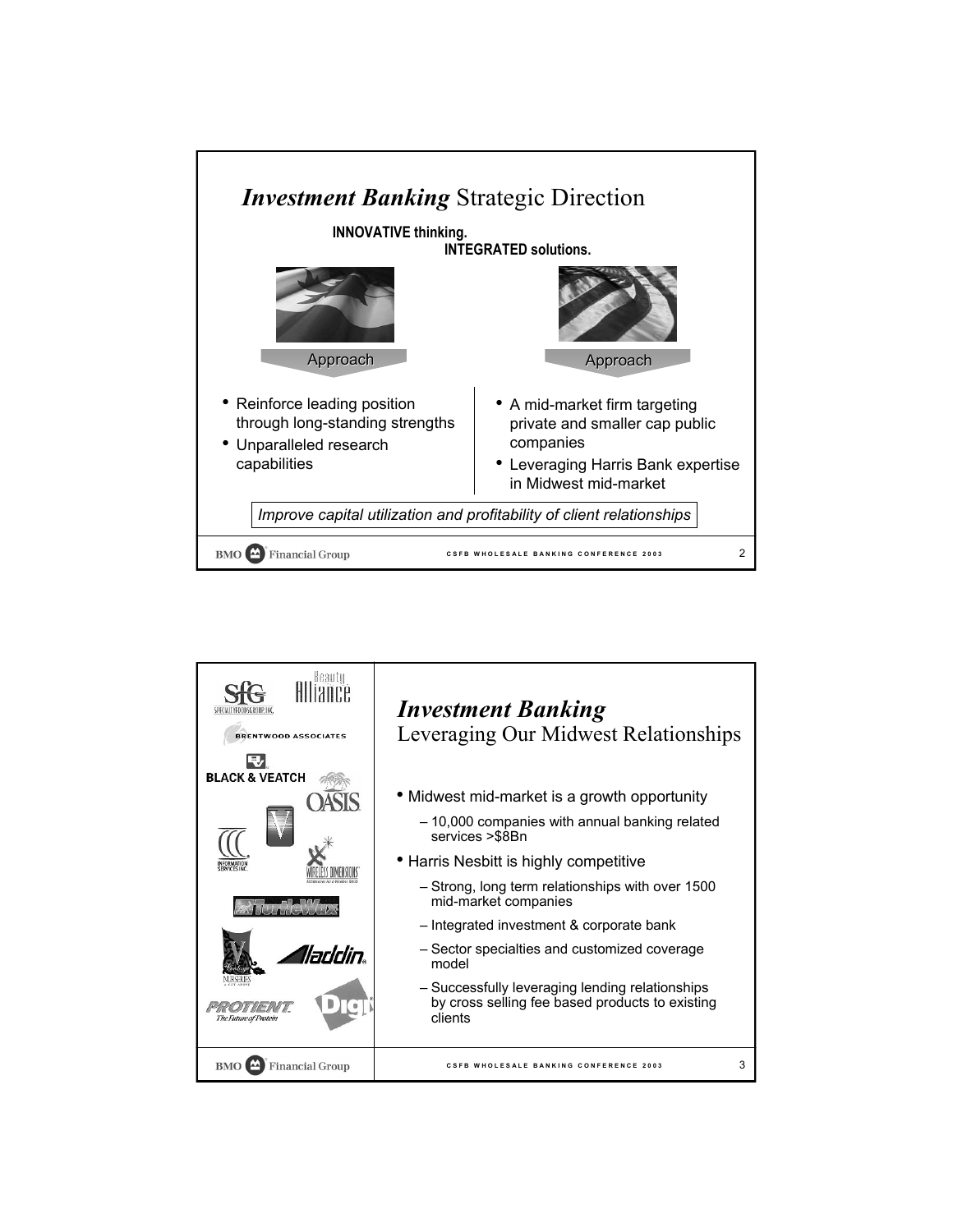# *Investment Banking* Strategic Direction

**INNOVATIVE thinking.**
**INTEGRATED solutions.**

Approach

- Reinforce leading position through long-standing strengths
- Unparalleled research capabilities

Approach

- A mid-market firm targeting private and smaller cap public companies
- Leveraging Harris Bank expertise in Midwest mid-market

*Improve capital utilization and profitability of client relationships*

# *Investment Banking*
## Leveraging Our Midwest Relationships

- Midwest mid-market is a growth opportunity
  - 10,000 companies with annual banking related services >$8Bn
- Harris Nesbitt is highly competitive
  - Strong, long term relationships with over 1500 mid-market companies
  - Integrated investment & corporate bank
  - Sector specialties and customized coverage model
  - Successfully leveraging lending relationships by cross selling fee based products to existing clients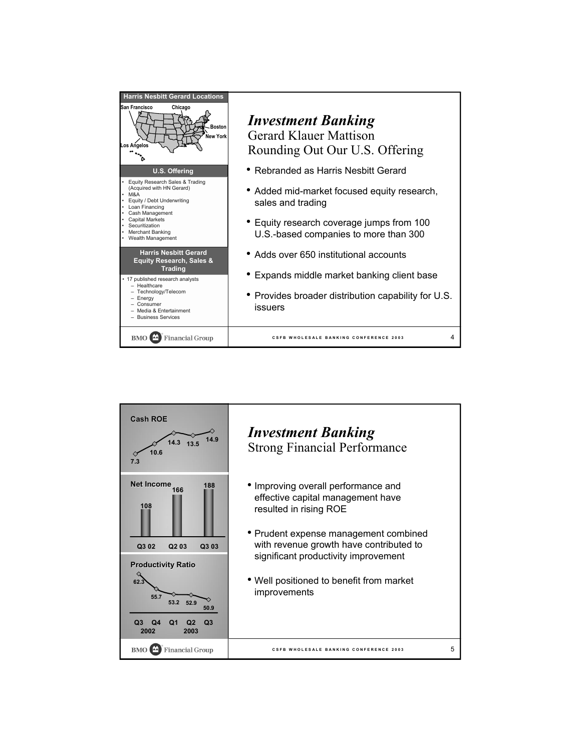## Harris Nesbitt Gerard Locations

San Francisco, Chicago, Boston, New York, Los Angeles

## U.S. Offering

- Equity Research Sales & Trading (Acquired with HN Gerard)
- M&A
- Equity / Debt Underwriting
- Loan Financing
- Cash Management
- Capital Markets
- Securitization
- Merchant Banking
- Wealth Management

## Harris Nesbitt Gerard Equity Research, Sales & Trading

- 17 published research analysts
  - Healthcare
  - Technology/Telecom
  - Energy
  - Consumer
  - Media & Entertainment
  - Business Services

# *Investment Banking*

## Gerard Klauer Mattison
## Rounding Out Our U.S. Offering

- Rebranded as Harris Nesbitt Gerard
- Added mid-market focused equity research, sales and trading
- Equity research coverage jumps from 100 U.S.-based companies to more than 300
- Adds over 650 institutional accounts
- Expands middle market banking client base
- Provides broader distribution capability for U.S. issuers

BMO Financial Group

CSFB WHOLESALE BANKING CONFERENCE 2003

---

## Cash ROE

| Q3 02 | Q4 02 | Q1 03 | Q2 03 | Q3 03 |
|---|---|---|---|---|
| 7.3 | 10.6 | 14.3 | 13.5 | 14.9 |

## Net Income

| Q3 02 | Q2 03 | Q3 03 |
|---|---|---|
| 108 | 166 | 188 |

## Productivity Ratio

| Q3 2002 | Q4 2002 | Q1 2003 | Q2 2003 | Q3 2003 |
|---|---|---|---|---|
| 62.3 | 55.7 | 53.2 | 52.9 | 50.9 |

# *Investment Banking*

## Strong Financial Performance

- Improving overall performance and effective capital management have resulted in rising ROE
- Prudent expense management combined with revenue growth have contributed to significant productivity improvement
- Well positioned to benefit from market improvements

BMO Financial Group

CSFB WHOLESALE BANKING CONFERENCE 2003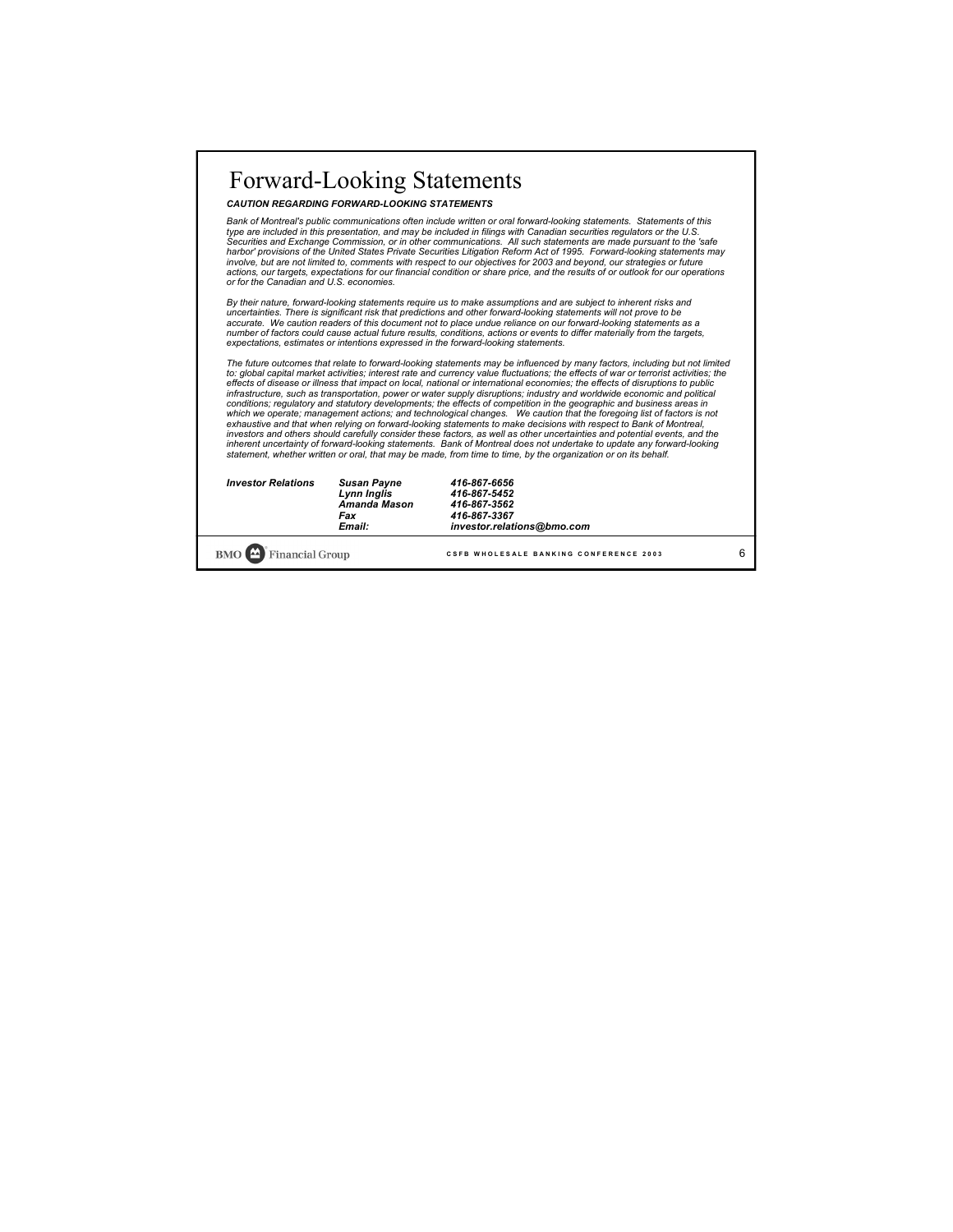# Forward-Looking Statements

***CAUTION REGARDING FORWARD-LOOKING STATEMENTS***

*Bank of Montreal's public communications often include written or oral forward-looking statements. Statements of this type are included in this presentation, and may be included in filings with Canadian securities regulators or the U.S. Securities and Exchange Commission, or in other communications. All such statements are made pursuant to the 'safe harbor' provisions of the United States Private Securities Litigation Reform Act of 1995. Forward-looking statements may involve, but are not limited to, comments with respect to our objectives for 2003 and beyond, our strategies or future actions, our targets, expectations for our financial condition or share price, and the results of or outlook for our operations or for the Canadian and U.S. economies.*

*By their nature, forward-looking statements require us to make assumptions and are subject to inherent risks and uncertainties. There is significant risk that predictions and other forward-looking statements will not prove to be accurate. We caution readers of this document not to place undue reliance on our forward-looking statements as a number of factors could cause actual future results, conditions, actions or events to differ materially from the targets, expectations, estimates or intentions expressed in the forward-looking statements.*

*The future outcomes that relate to forward-looking statements may be influenced by many factors, including but not limited to: global capital market activities; interest rate and currency value fluctuations; the effects of war or terrorist activities; the effects of disease or illness that impact on local, national or international economies; the effects of disruptions to public infrastructure, such as transportation, power or water supply disruptions; industry and worldwide economic and political conditions; regulatory and statutory developments; the effects of competition in the geographic and business areas in which we operate; management actions; and technological changes. We caution that the foregoing list of factors is not exhaustive and that when relying on forward-looking statements to make decisions with respect to Bank of Montreal, investors and others should carefully consider these factors, as well as other uncertainties and potential events, and the inherent uncertainty of forward-looking statements. Bank of Montreal does not undertake to update any forward-looking statement, whether written or oral, that may be made, from time to time, by the organization or on its behalf.*

| | | |
|---|---|---|
| ***Investor Relations*** | ***Susan Payne*** | ***416-867-6656*** |
| | ***Lynn Inglis*** | ***416-867-5452*** |
| | ***Amanda Mason*** | ***416-867-3562*** |
| | ***Fax*** | ***416-867-3367*** |
| | ***Email:*** | ***investor.relations@bmo.com*** |